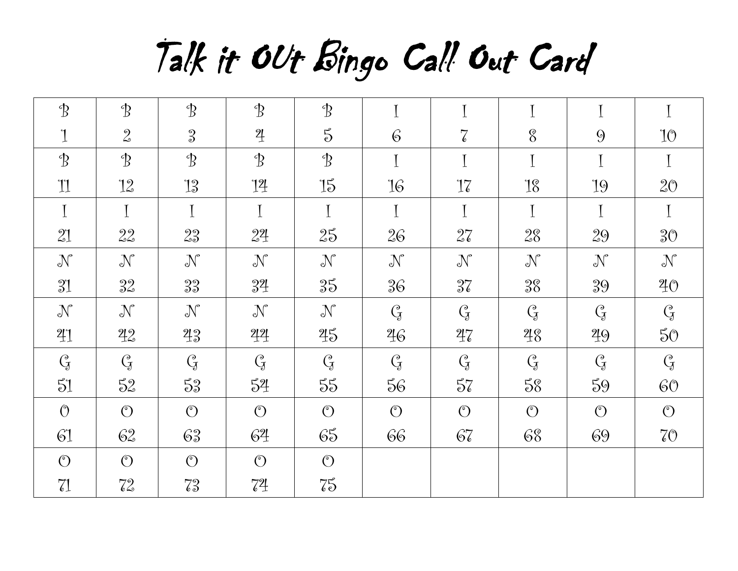# Talk it OUt Bingo Call Out Card

| B 1 | B 2 | B 3 | B 4 | B 5 | I 6 | I 7 | I 8 | I 9 | I 10 |
|---|---|---|---|---|---|---|---|---|---|
| B 11 | B 12 | B 13 | B 14 | B 15 | I 16 | I 17 | I 18 | I 19 | I 20 |
| I 21 | I 22 | I 23 | I 24 | I 25 | I 26 | I 27 | I 28 | I 29 | I 30 |
| N 31 | N 32 | N 33 | N 34 | N 35 | N 36 | N 37 | N 38 | N 39 | N 40 |
| N 41 | N 42 | N 43 | N 44 | N 45 | G 46 | G 47 | G 48 | G 49 | G 50 |
| G 51 | G 52 | G 53 | G 54 | G 55 | G 56 | G 57 | G 58 | G 59 | G 60 |
| O 61 | O 62 | O 63 | O 64 | O 65 | O 66 | O 67 | O 68 | O 69 | O 70 |
| O 71 | O 72 | O 73 | O 74 | O 75 | | | | | |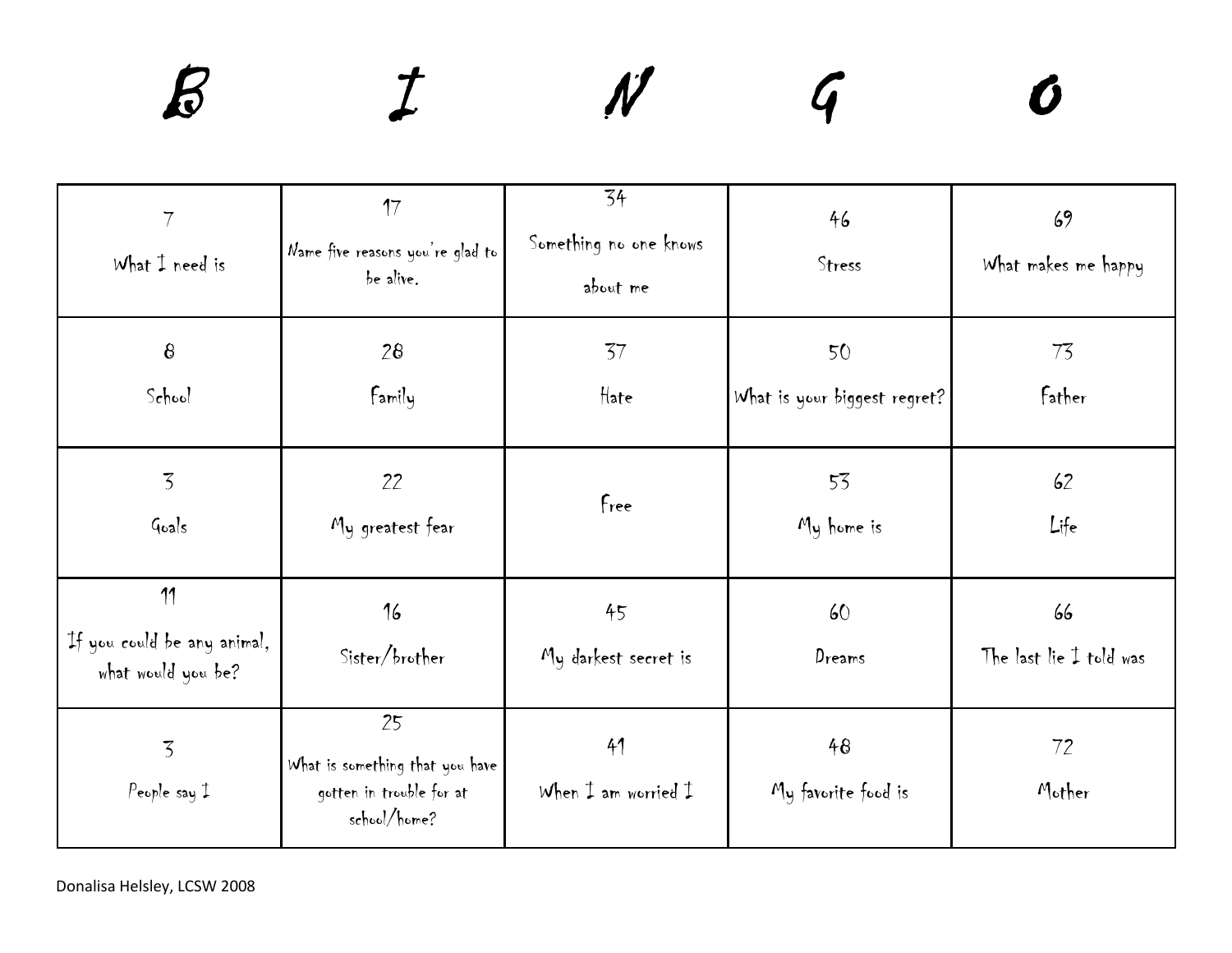| B | I | N | G | O |
|---|---|---|---|---|
| 7<br>What I need is | 17<br>Name five reasons you're glad to be alive. | 34<br>Something no one knows about me | 46<br>Stress | 69<br>What makes me happy |
| 8<br>School | 28<br>Family | 37<br>Hate | 50<br>What is your biggest regret? | 73<br>Father |
| 3<br>Goals | 22<br>My greatest fear | Free | 53<br>My home is | 62<br>Life |
| 11<br>If you could be any animal, what would you be? | 16<br>Sister/brother | 45<br>My darkest secret is | 60<br>Dreams | 66<br>The last lie I told was |
| 3<br>People say I | 25<br>What is something that you have gotten in trouble for at school/home? | 41<br>When I am worried I | 48<br>My favorite food is | 72<br>Mother |

Donalisa Helsley, LCSW 2008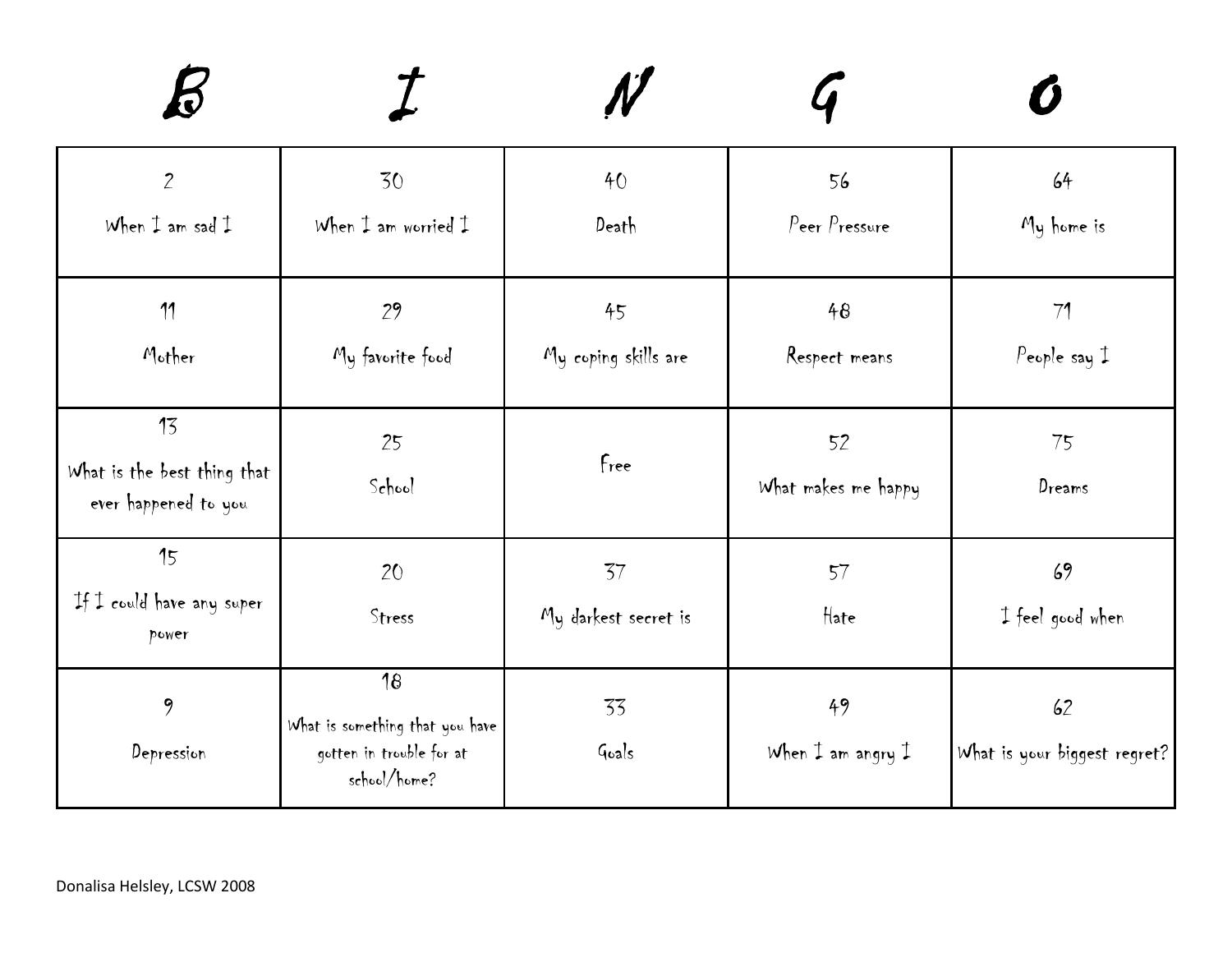| B | I | N | G | O |
|---|---|---|---|---|
| 2<br>When I am sad I | 30<br>When I am worried I | 40<br>Death | 56<br>Peer Pressure | 64<br>My home is |
| 11<br>Mother | 29<br>My favorite food | 45<br>My coping skills are | 48<br>Respect means | 71<br>People say I |
| 13<br>What is the best thing that ever happened to you | 25<br>School | Free | 52<br>What makes me happy | 75<br>Dreams |
| 15<br>If I could have any super power | 20<br>Stress | 37<br>My darkest secret is | 57<br>Hate | 69<br>I feel good when |
| 9<br>Depression | 18<br>What is something that you have gotten in trouble for at school/home? | 33<br>Goals | 49<br>When I am angry I | 62<br>What is your biggest regret? |

Donalisa Helsley, LCSW 2008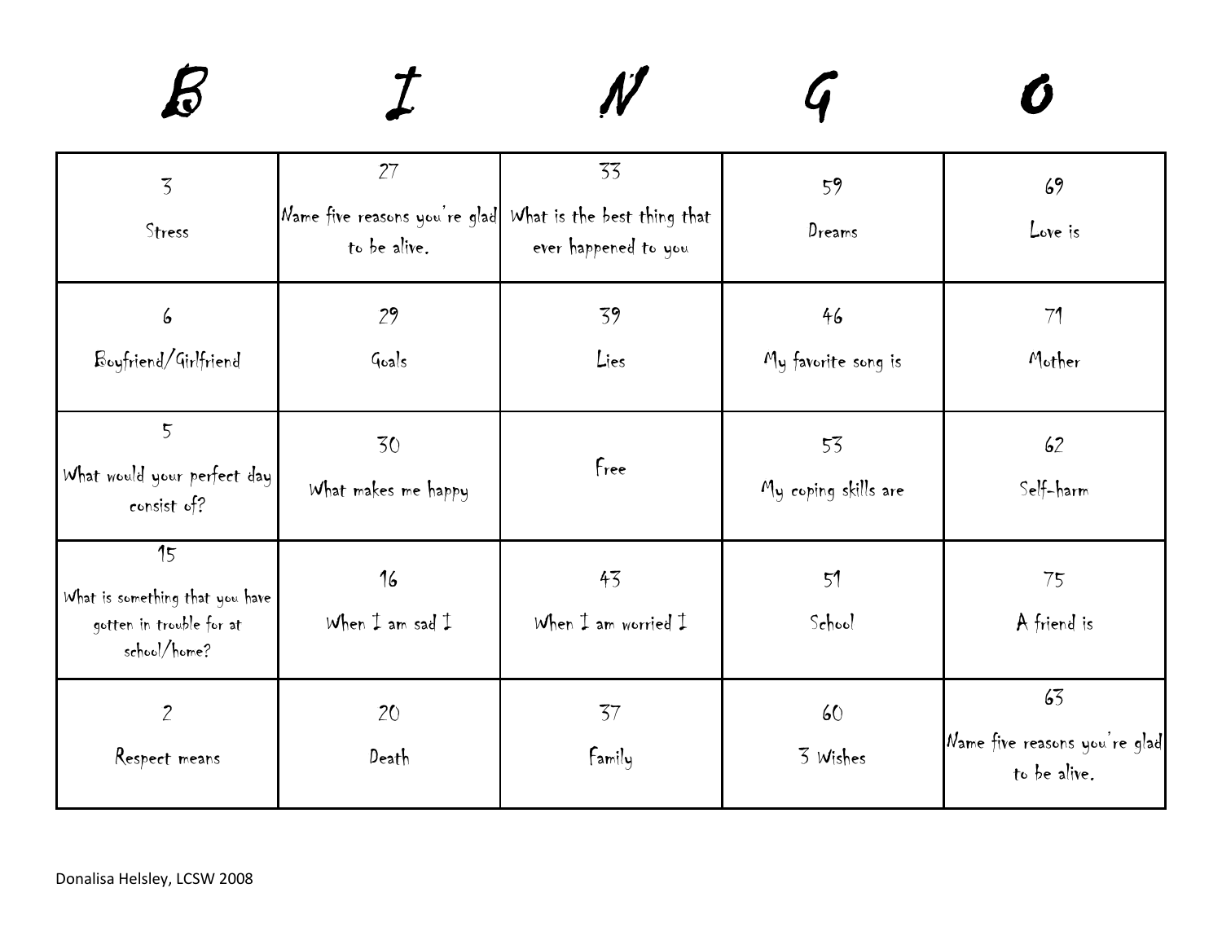| B | I | N | G | O |
| --- | --- | --- | --- | --- |
| 3<br>Stress | 27<br>Name five reasons you're glad to be alive. | 33<br>What is the best thing that ever happened to you | 59<br>Dreams | 69<br>Love is |
| 6<br>Boyfriend/Girlfriend | 29<br>Goals | 39<br>Lies | 46<br>My favorite song is | 71<br>Mother |
| 5<br>What would your perfect day consist of? | 30<br>What makes me happy | Free | 53<br>My coping skills are | 62<br>Self-harm |
| 15<br>What is something that you have gotten in trouble for at school/home? | 16<br>When I am sad I | 43<br>When I am worried I | 51<br>School | 75<br>A friend is |
| 2<br>Respect means | 20<br>Death | 37<br>Family | 60<br>3 Wishes | 63<br>Name five reasons you're glad to be alive. |

Donalisa Helsley, LCSW 2008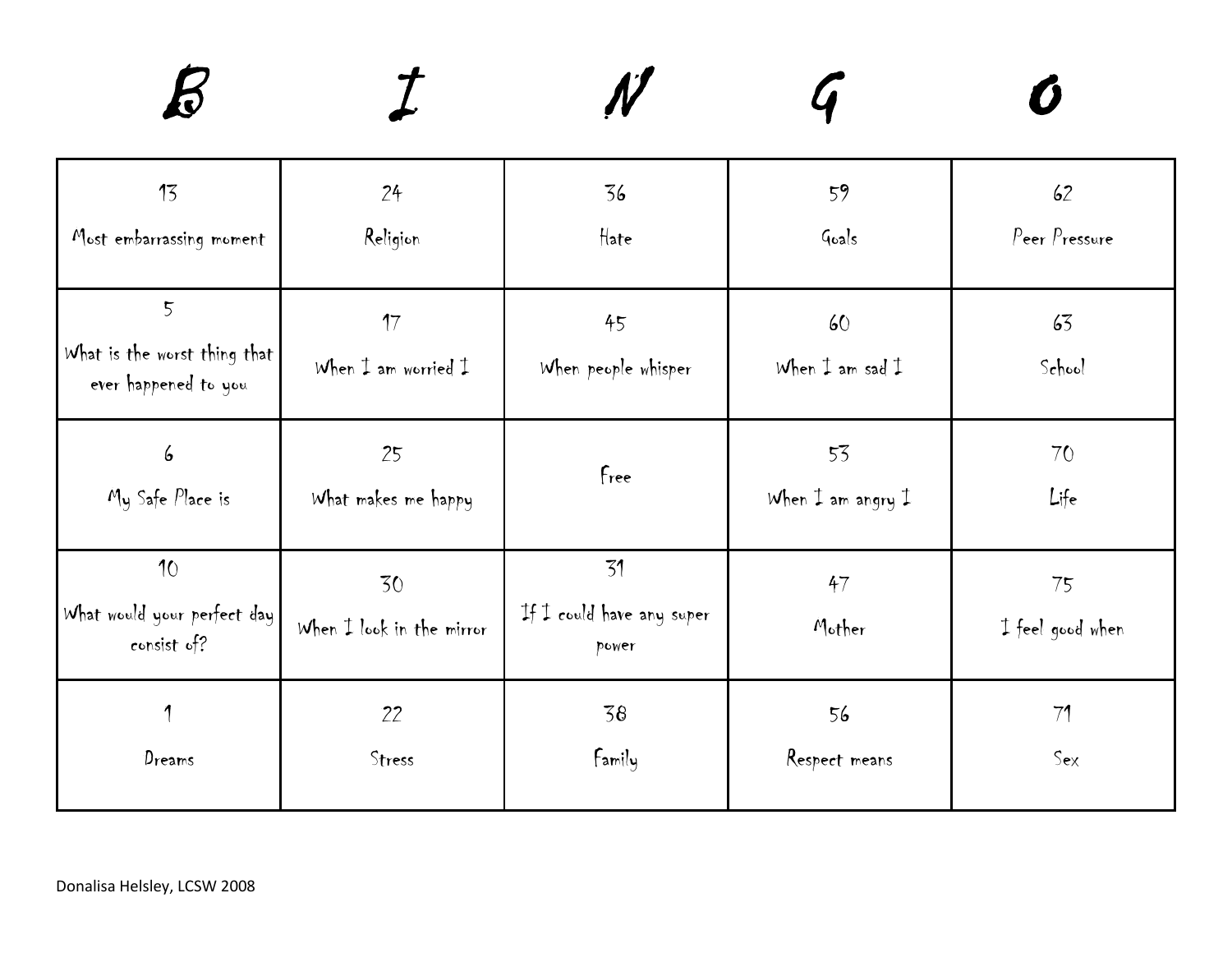| B | I | N | G | O |
|---|---|---|---|---|
| 13 Most embarrassing moment | 24 Religion | 36 Hate | 59 Goals | 62 Peer Pressure |
| 5 What is the worst thing that ever happened to you | 17 When I am worried I | 45 When people whisper | 60 When I am sad I | 63 School |
| 6 My Safe Place is | 25 What makes me happy | Free | 53 When I am angry I | 70 Life |
| 10 What would your perfect day consist of? | 30 When I look in the mirror | 31 If I could have any super power | 47 Mother | 75 I feel good when |
| 1 Dreams | 22 Stress | 38 Family | 56 Respect means | 71 Sex |

Donalisa Helsley, LCSW 2008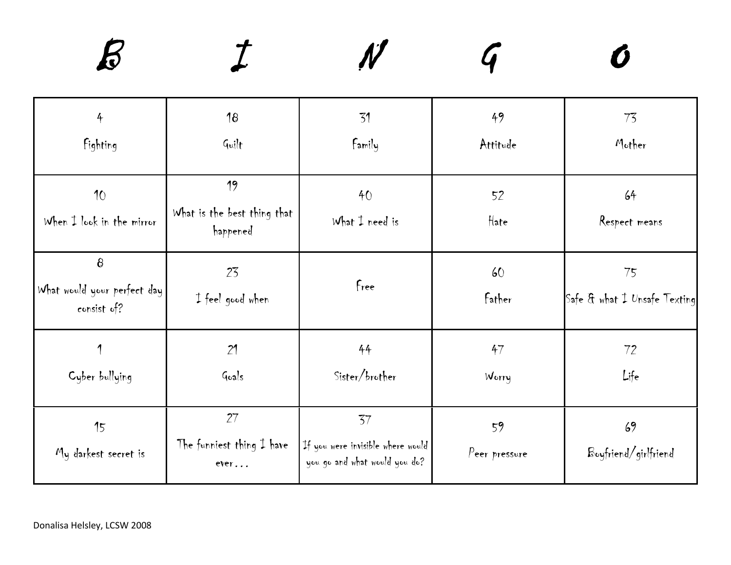| B | I | N | G | O |
|---|---|---|---|---|
| 4 Fighting | 18 Guilt | 31 Family | 49 Attitude | 73 Mother |
| 10 When I look in the mirror | 19 What is the best thing that happened | 40 What I need is | 52 Hate | 64 Respect means |
| 8 What would your perfect day consist of? | 23 I feel good when | Free | 60 Father | 75 Safe & what I Unsafe Texting |
| 1 Cyber bullying | 21 Goals | 44 Sister/brother | 47 Worry | 72 Life |
| 15 My darkest secret is | 27 The funniest thing I have ever… | 37 If you were invisible where would you go and what would you do? | 59 Peer pressure | 69 Boyfriend/girlfriend |

Donalisa Helsley, LCSW 2008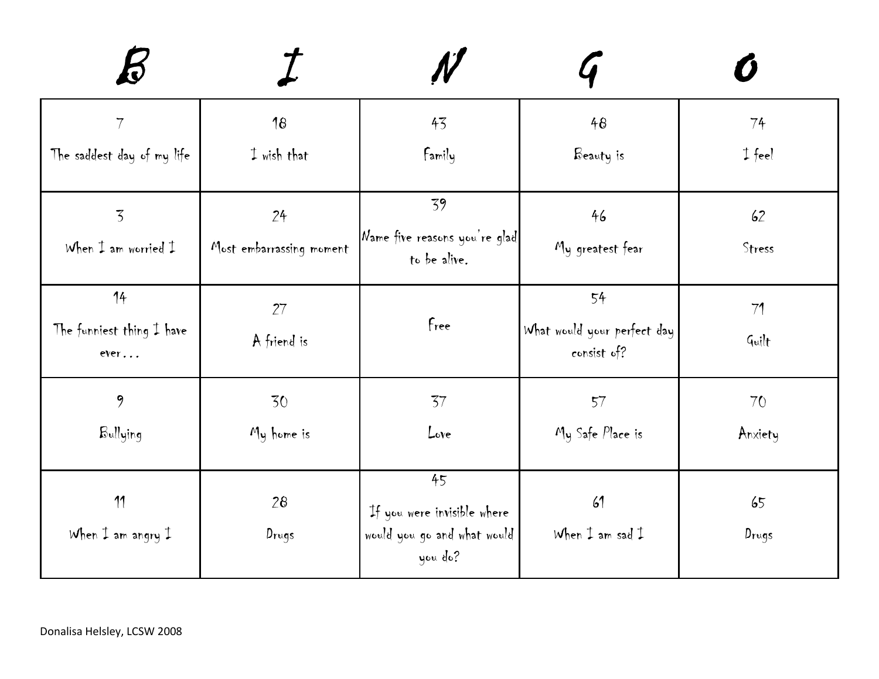| B | I | N | G | O |
|---|---|---|---|---|
| 7<br>The saddest day of my life | 18<br>I wish that | 43<br>Family | 48<br>Beauty is | 74<br>I feel |
| 3<br>When I am worried I | 24<br>Most embarrassing moment | 39<br>Name five reasons you're glad to be alive. | 46<br>My greatest fear | 62<br>Stress |
| 14<br>The funniest thing I have ever… | 27<br>A friend is | Free | 54<br>What would your perfect day consist of? | 71<br>Guilt |
| 9<br>Bullying | 30<br>My home is | 37<br>Love | 57<br>My Safe Place is | 70<br>Anxiety |
| 11<br>When I am angry I | 28<br>Drugs | 45<br>If you were invisible where would you go and what would you do? | 61<br>When I am sad I | 65<br>Drugs |

Donalisa Helsley, LCSW 2008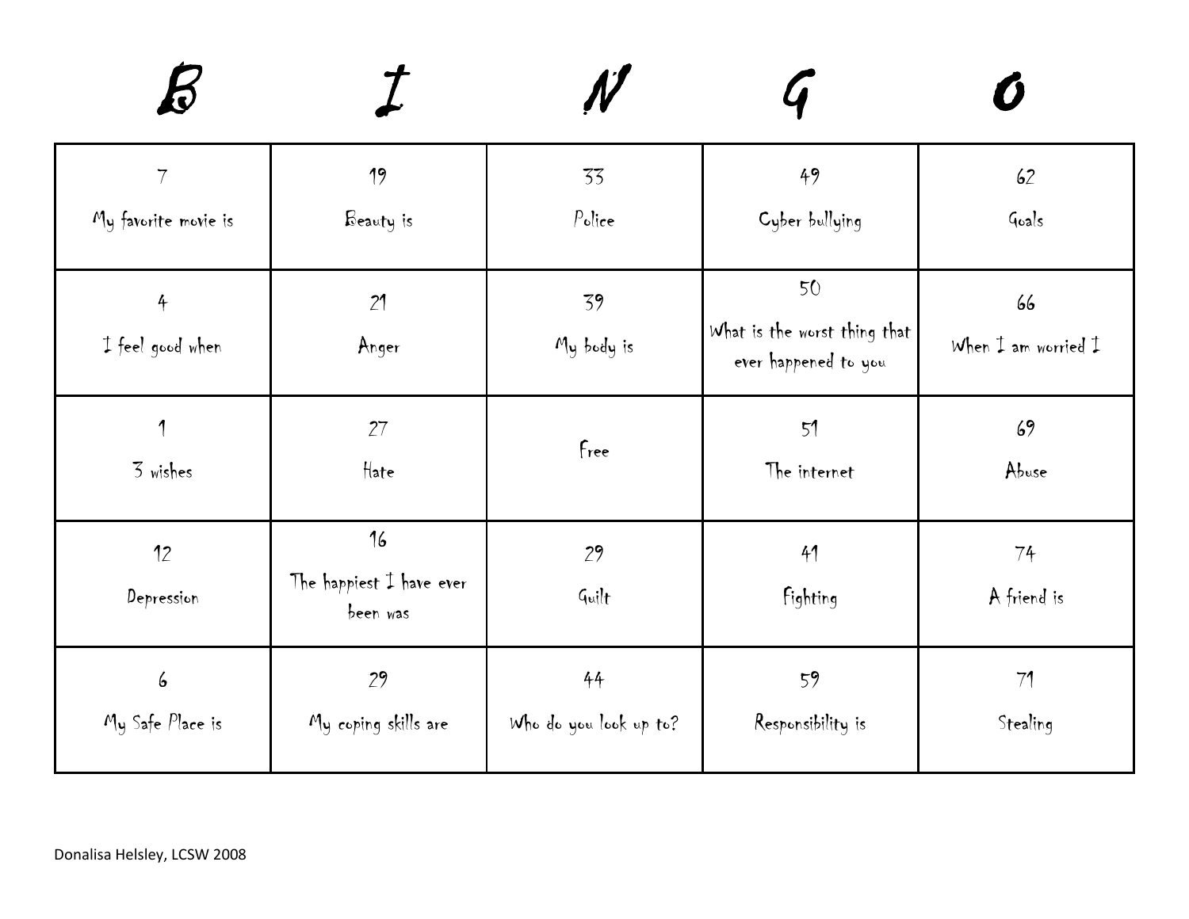| B | I | N | G | O |
|---|---|---|---|---|
| 7<br>My favorite movie is | 19<br>Beauty is | 33<br>Police | 49<br>Cyber bullying | 62<br>Goals |
| 4<br>I feel good when | 21<br>Anger | 39<br>My body is | 50<br>What is the worst thing that ever happened to you | 66<br>When I am worried I |
| 1<br>3 wishes | 27<br>Hate | Free | 51<br>The internet | 69<br>Abuse |
| 12<br>Depression | 16<br>The happiest I have ever been was | 29<br>Guilt | 41<br>Fighting | 74<br>A friend is |
| 6<br>My Safe Place is | 29<br>My coping skills are | 44<br>Who do you look up to? | 59<br>Responsibility is | 71<br>Stealing |

Donalisa Helsley, LCSW 2008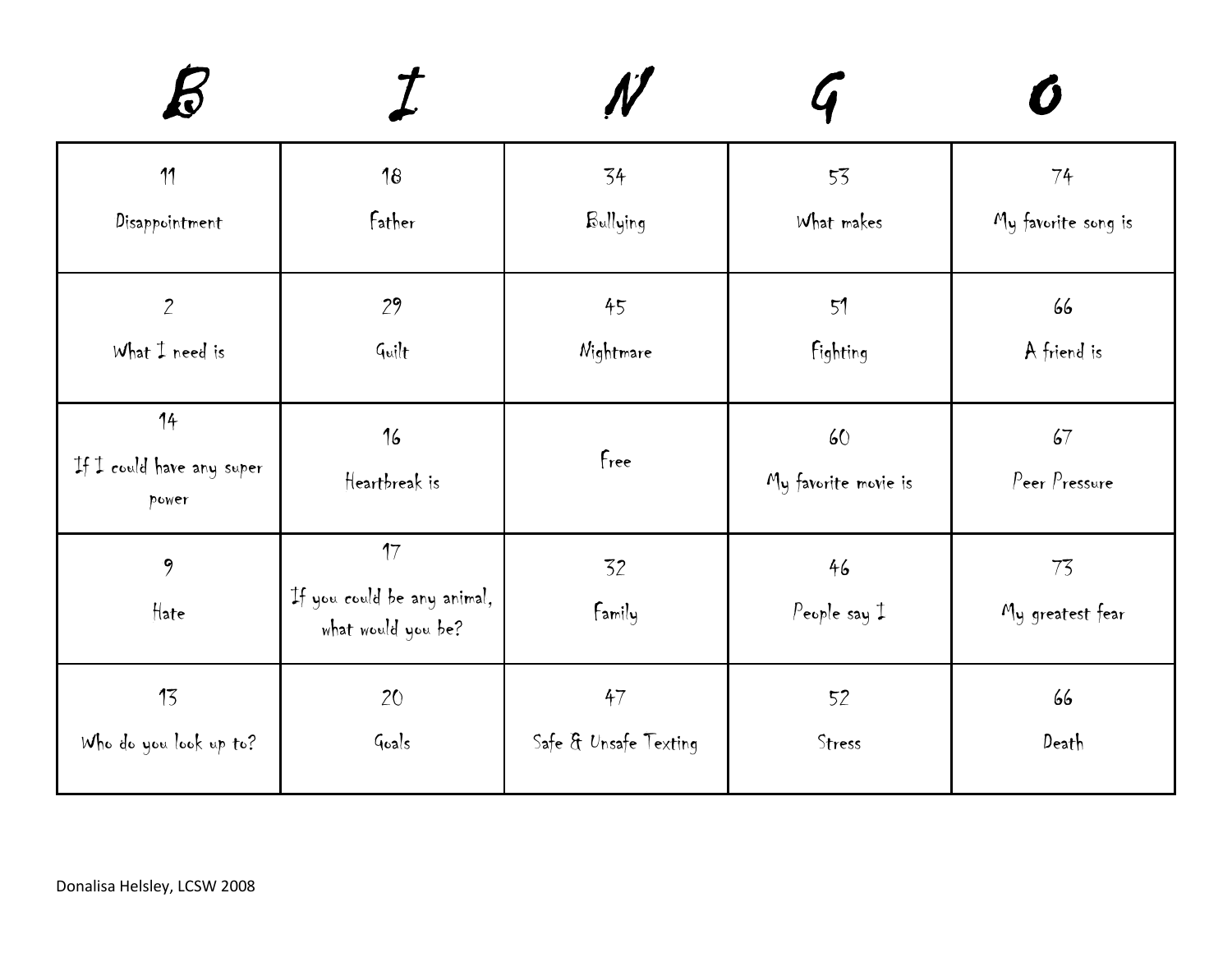| B | I | N | G | O |
|---|---|---|---|---|
| 11<br>Disappointment | 18<br>Father | 34<br>Bullying | 53<br>What makes | 74<br>My favorite song is |
| 2<br>What I need is | 29<br>Guilt | 45<br>Nightmare | 51<br>Fighting | 66<br>A friend is |
| 14<br>If I could have any super power | 16<br>Heartbreak is | Free | 60<br>My favorite movie is | 67<br>Peer Pressure |
| 9<br>Hate | 17<br>If you could be any animal, what would you be? | 32<br>Family | 46<br>People say I | 73<br>My greatest fear |
| 13<br>Who do you look up to? | 20<br>Goals | 47<br>Safe & Unsafe Texting | 52<br>Stress | 66<br>Death |

Donalisa Helsley, LCSW 2008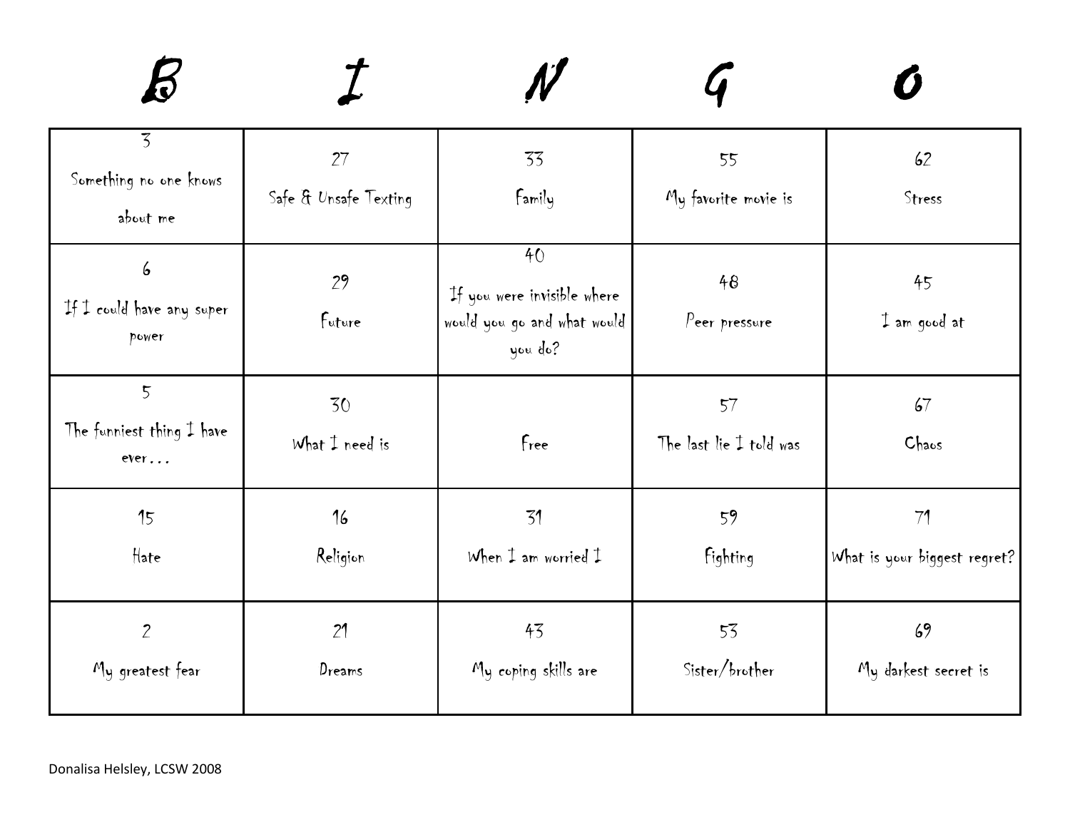| B | I | N | G | O |
|---|---|---|---|---|
| 3 Something no one knows about me | 27 Safe & Unsafe Texting | 33 Family | 55 My favorite movie is | 62 Stress |
| 6 If I could have any super power | 29 Future | 40 If you were invisible where would you go and what would you do? | 48 Peer pressure | 45 I am good at |
| 5 The funniest thing I have ever… | 30 What I need is | Free | 57 The last lie I told was | 67 Chaos |
| 15 Hate | 16 Religion | 31 When I am worried I | 59 Fighting | 71 What is your biggest regret? |
| 2 My greatest fear | 21 Dreams | 43 My coping skills are | 53 Sister/brother | 69 My darkest secret is |

Donalisa Helsley, LCSW 2008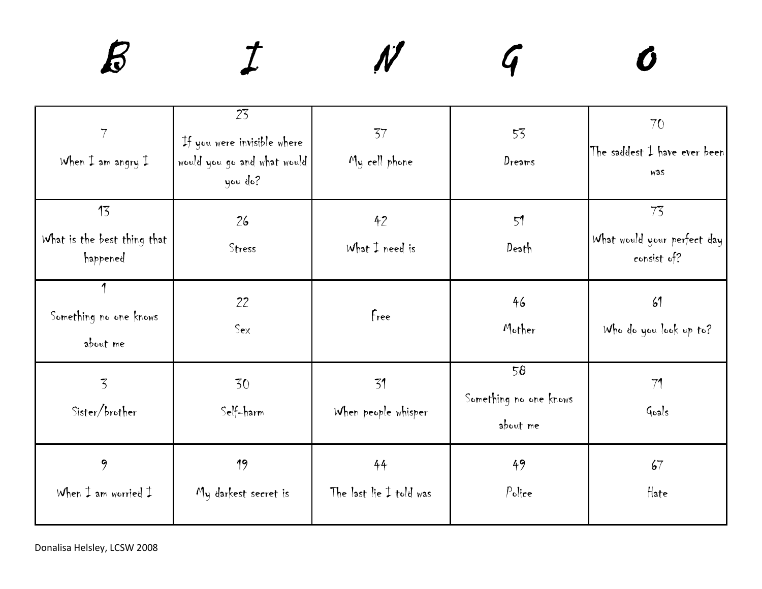# B I N G O

| B | I | N | G | O |
|---|---|---|---|---|
| 7 When I am angry I | 23 If you were invisible where would you go and what would you do? | 37 My cell phone | 53 Dreams | 70 The saddest I have ever been was |
| 13 What is the best thing that happened | 26 Stress | 42 What I need is | 51 Death | 73 What would your perfect day consist of? |
| 1 Something no one knows about me | 22 Sex | Free | 46 Mother | 61 Who do you look up to? |
| 3 Sister/brother | 30 Self-harm | 31 When people whisper | 58 Something no one knows about me | 71 Goals |
| 9 When I am worried I | 19 My darkest secret is | 44 The last lie I told was | 49 Police | 67 Hate |

Donalisa Helsley, LCSW 2008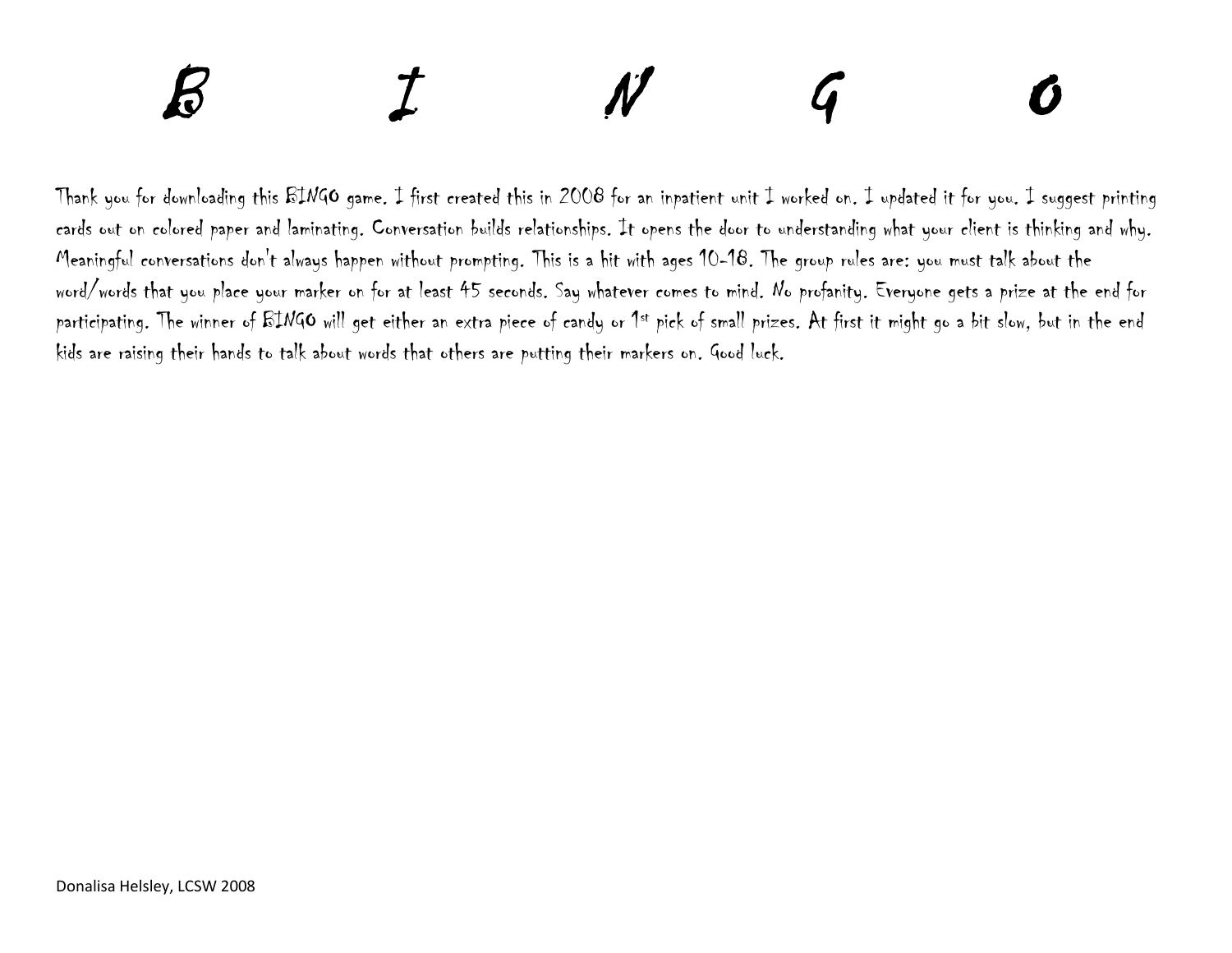# B I N G O

Thank you for downloading this BINGO game. I first created this in 2008 for an inpatient unit I worked on. I updated it for you. I suggest printing cards out on colored paper and laminating. Conversation builds relationships. It opens the door to understanding what your client is thinking and why. Meaningful conversations don't always happen without prompting. This is a hit with ages 10-18. The group rules are: you must talk about the word/words that you place your marker on for at least 45 seconds. Say whatever comes to mind. No profanity. Everyone gets a prize at the end for participating. The winner of BINGO will get either an extra piece of candy or 1st pick of small prizes. At first it might go a bit slow, but in the end kids are raising their hands to talk about words that others are putting their markers on. Good luck.

Donalisa Helsley, LCSW 2008